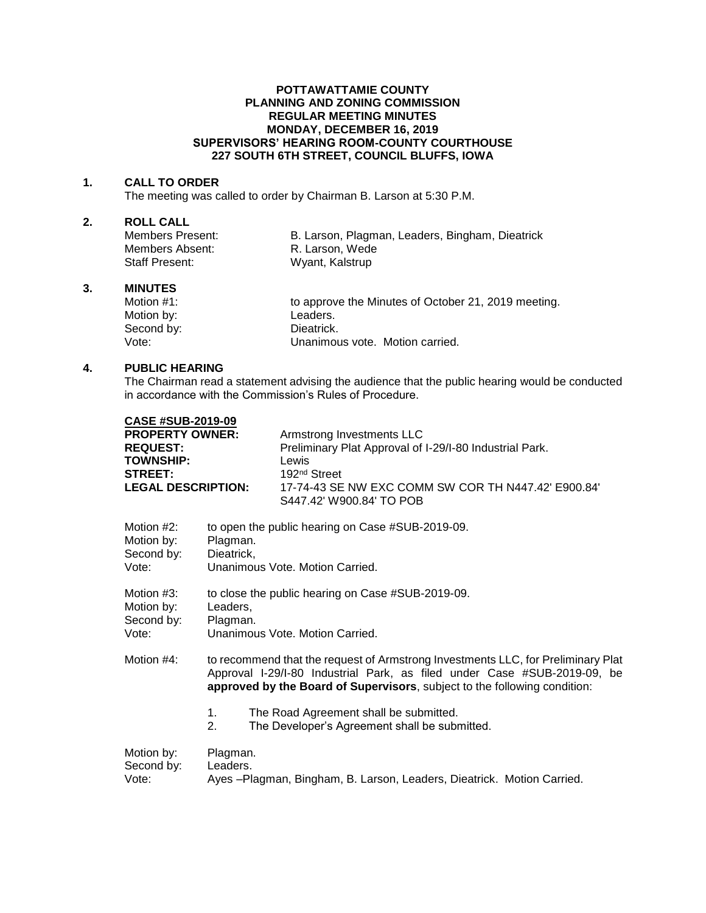**POTTAWATTAMIE COUNTY**
**PLANNING AND ZONING COMMISSION**
**REGULAR MEETING MINUTES**
**MONDAY, DECEMBER 16, 2019**
**SUPERVISORS' HEARING ROOM-COUNTY COURTHOUSE**
**227 SOUTH 6TH STREET, COUNCIL BLUFFS, IOWA**

## 1. CALL TO ORDER

The meeting was called to order by Chairman B. Larson at 5:30 P.M.

## 2. ROLL CALL

Members Present: B. Larson, Plagman, Leaders, Bingham, Dieatrick
Members Absent: R. Larson, Wede
Staff Present: Wyant, Kalstrup

## 3. MINUTES

Motion #1: to approve the Minutes of October 21, 2019 meeting.
Motion by: Leaders.
Second by: Dieatrick.
Vote: Unanimous vote. Motion carried.

## 4. PUBLIC HEARING

The Chairman read a statement advising the audience that the public hearing would be conducted in accordance with the Commission's Rules of Procedure.

**CASE #SUB-2019-09**
**PROPERTY OWNER:** Armstrong Investments LLC
**REQUEST:** Preliminary Plat Approval of I-29/I-80 Industrial Park.
**TOWNSHIP:** Lewis
**STREET:** 192nd Street
**LEGAL DESCRIPTION:** 17-74-43 SE NW EXC COMM SW COR TH N447.42' E900.84' S447.42' W900.84' TO POB

Motion #2: to open the public hearing on Case #SUB-2019-09.
Motion by: Plagman.
Second by: Dieatrick,
Vote: Unanimous Vote. Motion Carried.

Motion #3: to close the public hearing on Case #SUB-2019-09.
Motion by: Leaders,
Second by: Plagman.
Vote: Unanimous Vote. Motion Carried.

Motion #4: to recommend that the request of Armstrong Investments LLC, for Preliminary Plat Approval I-29/I-80 Industrial Park, as filed under Case #SUB-2019-09, be **approved by the Board of Supervisors**, subject to the following condition:

1. The Road Agreement shall be submitted.
2. The Developer's Agreement shall be submitted.

Motion by: Plagman.
Second by: Leaders.
Vote: Ayes –Plagman, Bingham, B. Larson, Leaders, Dieatrick. Motion Carried.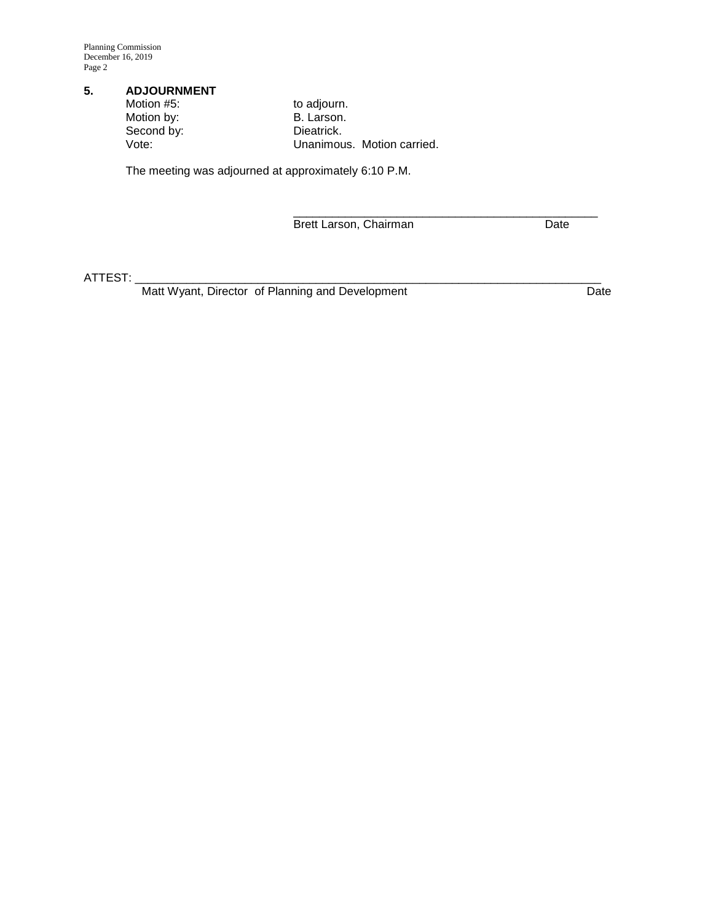## 5. ADJOURNMENT

| | |
|---|---|
| Motion #5: | to adjourn. |
| Motion by: | B. Larson. |
| Second by: | Dieatrick. |
| Vote: | Unanimous. Motion carried. |

The meeting was adjourned at approximately 6:10 P.M.

\_\_\_\_\_\_\_\_\_\_\_\_\_\_\_\_\_\_\_\_\_\_\_\_\_\_\_\_\_\_\_\_\_\_\_\_\_\_\_\_\_\_\_\_\_\_\_\_\_\_

Brett Larson, Chairman                                        Date

ATTEST: \_\_\_\_\_\_\_\_\_\_\_\_\_\_\_\_\_\_\_\_\_\_\_\_\_\_\_\_\_\_\_\_\_\_\_\_\_\_\_\_\_\_\_\_\_\_\_\_\_\_\_\_\_\_\_\_\_\_\_\_\_\_\_\_\_\_\_\_\_\_\_\_\_\_\_\_

Matt Wyant, Director of Planning and Development                                        Date